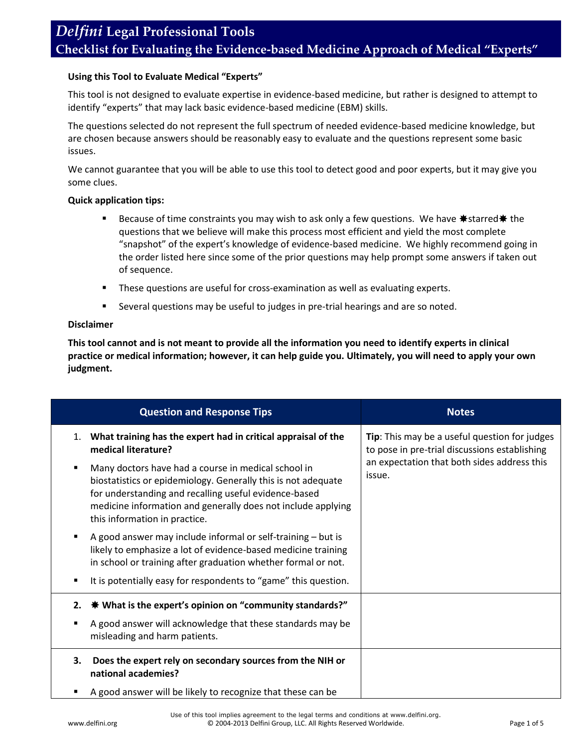# *Delfini* Legal Professional Tools

## Checklist for Evaluating the Evidence-based Medicine Approach of Medical "Experts"

**Using this Tool to Evaluate Medical "Experts"**

This tool is not designed to evaluate expertise in evidence-based medicine, but rather is designed to attempt to identify "experts" that may lack basic evidence-based medicine (EBM) skills.

The questions selected do not represent the full spectrum of needed evidence-based medicine knowledge, but are chosen because answers should be reasonably easy to evaluate and the questions represent some basic issues.

We cannot guarantee that you will be able to use this tool to detect good and poor experts, but it may give you some clues.

**Quick application tips:**

- Because of time constraints you may wish to ask only a few questions. We have ✸starred✸ the questions that we believe will make this process most efficient and yield the most complete "snapshot" of the expert's knowledge of evidence-based medicine. We highly recommend going in the order listed here since some of the prior questions may help prompt some answers if taken out of sequence.
- These questions are useful for cross-examination as well as evaluating experts.
- Several questions may be useful to judges in pre-trial hearings and are so noted.

**Disclaimer**

**This tool cannot and is not meant to provide all the information you need to identify experts in clinical practice or medical information; however, it can help guide you. Ultimately, you will need to apply your own judgment.**

| Question and Response Tips | Notes |
|---|---|
| 1. **What training has the expert had in critical appraisal of the medical literature?**<br>▪ Many doctors have had a course in medical school in biostatistics or epidemiology. Generally this is not adequate for understanding and recalling useful evidence-based medicine information and generally does not include applying this information in practice.<br>▪ A good answer may include informal or self-training – but is likely to emphasize a lot of evidence-based medicine training in school or training after graduation whether formal or not.<br>▪ It is potentially easy for respondents to "game" this question. | **Tip**: This may be a useful question for judges to pose in pre-trial discussions establishing an expectation that both sides address this issue. |
| 2. **✸ What is the expert's opinion on "community standards?"**<br>▪ A good answer will acknowledge that these standards may be misleading and harm patients. | |
| 3. **Does the expert rely on secondary sources from the NIH or national academies?**<br>▪ A good answer will be likely to recognize that these can be | |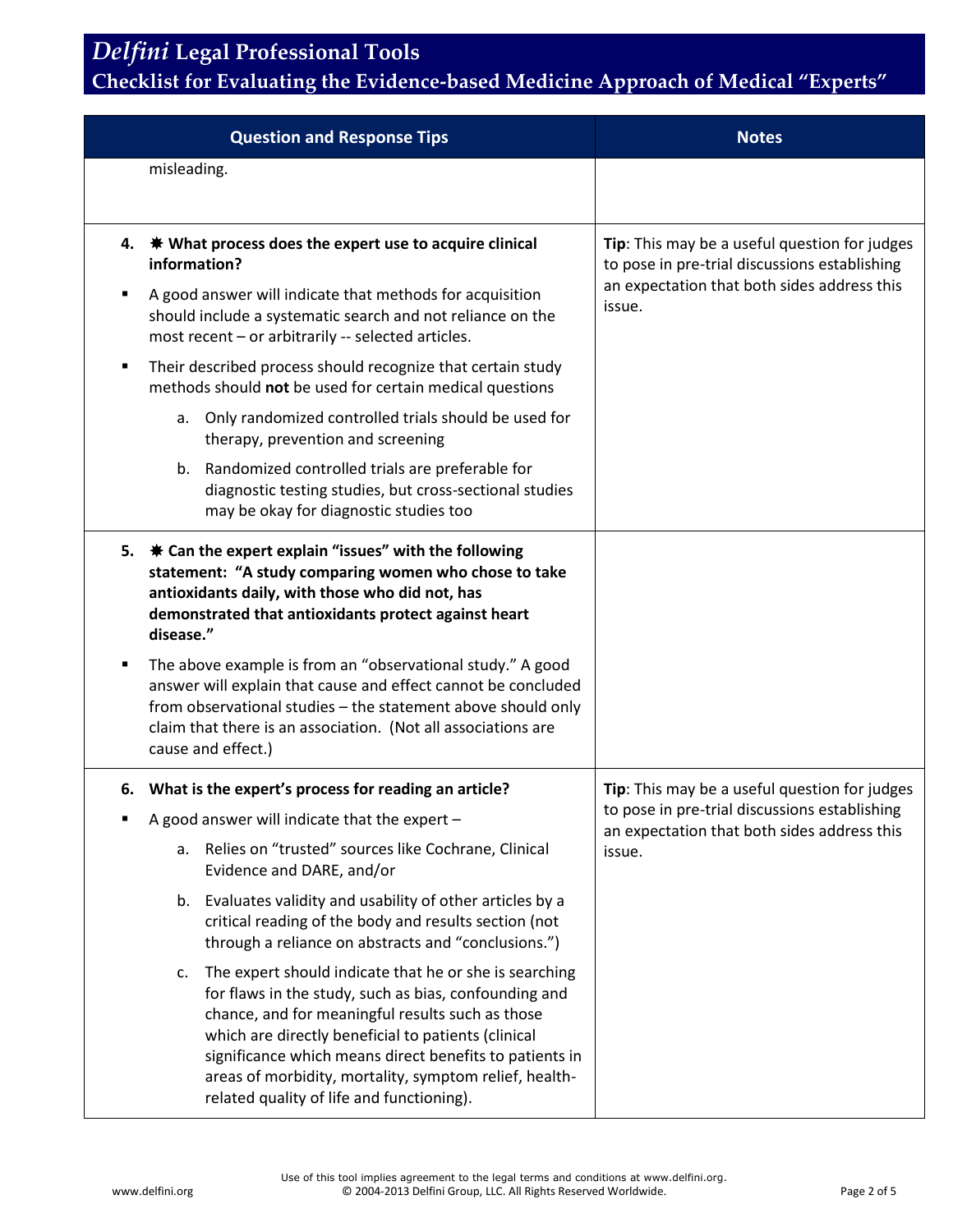| Question and Response Tips | Notes |
|---|---|
| misleading. | |
| **4. ✸ What process does the expert use to acquire clinical information?**<br>▪ A good answer will indicate that methods for acquisition should include a systematic search and not reliance on the most recent – or arbitrarily -- selected articles.<br>▪ Their described process should recognize that certain study methods should **not** be used for certain medical questions<br>a. Only randomized controlled trials should be used for therapy, prevention and screening<br>b. Randomized controlled trials are preferable for diagnostic testing studies, but cross-sectional studies may be okay for diagnostic studies too | **Tip**: This may be a useful question for judges to pose in pre-trial discussions establishing an expectation that both sides address this issue. |
| **5. ✸ Can the expert explain "issues" with the following statement: "A study comparing women who chose to take antioxidants daily, with those who did not, has demonstrated that antioxidants protect against heart disease."**<br>▪ The above example is from an "observational study." A good answer will explain that cause and effect cannot be concluded from observational studies – the statement above should only claim that there is an association. (Not all associations are cause and effect.) | |
| **6. What is the expert's process for reading an article?**<br>▪ A good answer will indicate that the expert –<br>a. Relies on "trusted" sources like Cochrane, Clinical Evidence and DARE, and/or<br>b. Evaluates validity and usability of other articles by a critical reading of the body and results section (not through a reliance on abstracts and "conclusions.")<br>c. The expert should indicate that he or she is searching for flaws in the study, such as bias, confounding and chance, and for meaningful results such as those which are directly beneficial to patients (clinical significance which means direct benefits to patients in areas of morbidity, mortality, symptom relief, health-related quality of life and functioning). | **Tip**: This may be a useful question for judges to pose in pre-trial discussions establishing an expectation that both sides address this issue. |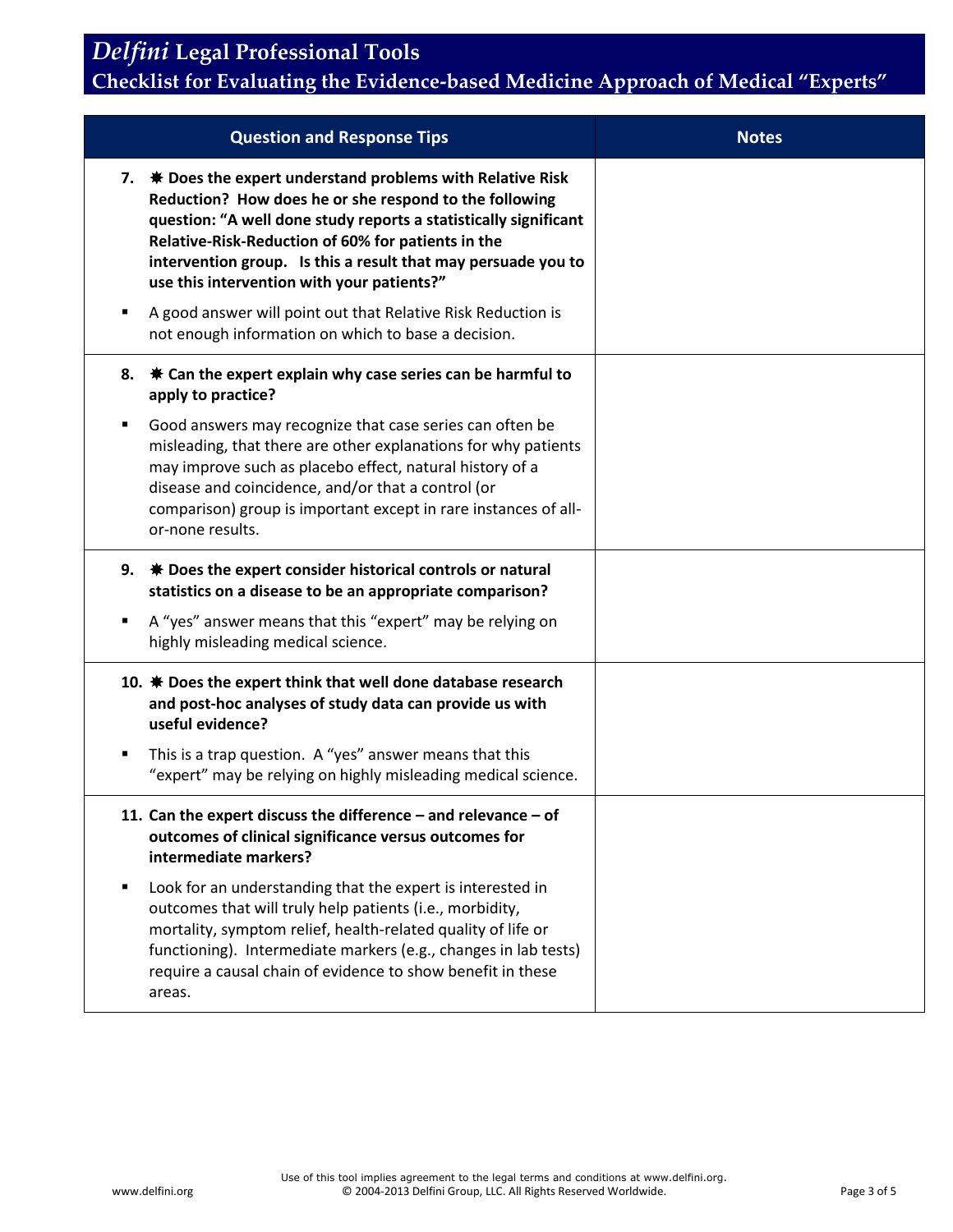# *Delfini* Legal Professional Tools

## Checklist for Evaluating the Evidence-based Medicine Approach of Medical "Experts"

| Question and Response Tips | Notes |
| --- | --- |
| **7. ✷ Does the expert understand problems with Relative Risk Reduction? How does he or she respond to the following question: "A well done study reports a statistically significant Relative-Risk-Reduction of 60% for patients in the intervention group. Is this a result that may persuade you to use this intervention with your patients?"**<br>▪ A good answer will point out that Relative Risk Reduction is not enough information on which to base a decision. | |
| **8. ✷ Can the expert explain why case series can be harmful to apply to practice?**<br>▪ Good answers may recognize that case series can often be misleading, that there are other explanations for why patients may improve such as placebo effect, natural history of a disease and coincidence, and/or that a control (or comparison) group is important except in rare instances of all-or-none results. | |
| **9. ✷ Does the expert consider historical controls or natural statistics on a disease to be an appropriate comparison?**<br>▪ A "yes" answer means that this "expert" may be relying on highly misleading medical science. | |
| **10. ✷ Does the expert think that well done database research and post-hoc analyses of study data can provide us with useful evidence?**<br>▪ This is a trap question. A "yes" answer means that this "expert" may be relying on highly misleading medical science. | |
| **11. Can the expert discuss the difference – and relevance – of outcomes of clinical significance versus outcomes for intermediate markers?**<br>▪ Look for an understanding that the expert is interested in outcomes that will truly help patients (i.e., morbidity, mortality, symptom relief, health-related quality of life or functioning). Intermediate markers (e.g., changes in lab tests) require a causal chain of evidence to show benefit in these areas. | |

Use of this tool implies agreement to the legal terms and conditions at www.delfini.org.
© 2004-2013 Delfini Group, LLC. All Rights Reserved Worldwide.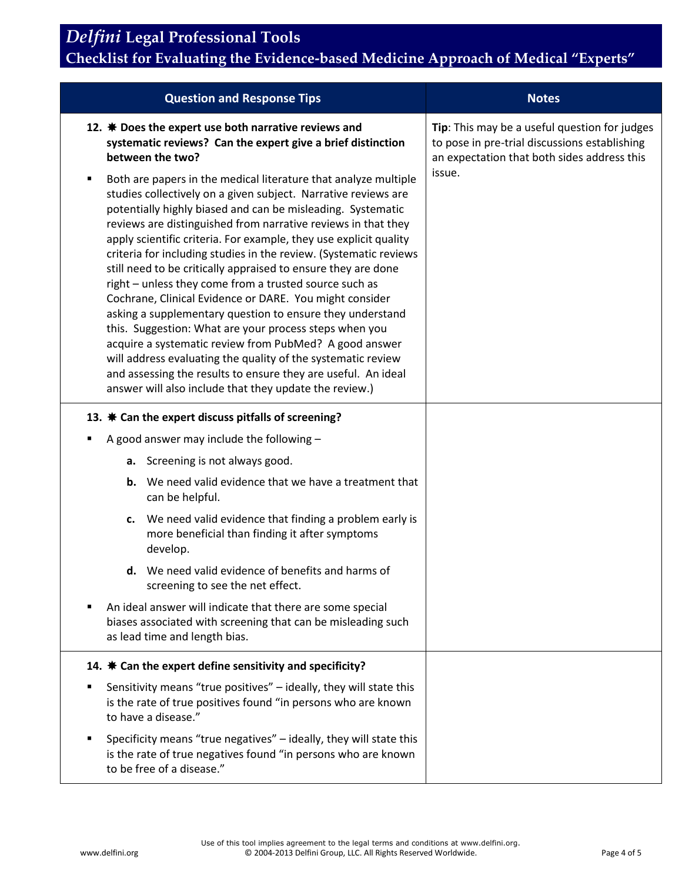# *Delfini* Legal Professional Tools

## Checklist for Evaluating the Evidence-based Medicine Approach of Medical "Experts"

| Question and Response Tips | Notes |
|---|---|
| **12. ✵ Does the expert use both narrative reviews and systematic reviews? Can the expert give a brief distinction between the two?**<br><br>▪ Both are papers in the medical literature that analyze multiple studies collectively on a given subject. Narrative reviews are potentially highly biased and can be misleading. Systematic reviews are distinguished from narrative reviews in that they apply scientific criteria. For example, they use explicit quality criteria for including studies in the review. (Systematic reviews still need to be critically appraised to ensure they are done right – unless they come from a trusted source such as Cochrane, Clinical Evidence or DARE. You might consider asking a supplementary question to ensure they understand this. Suggestion: What are your process steps when you acquire a systematic review from PubMed? A good answer will address evaluating the quality of the systematic review and assessing the results to ensure they are useful. An ideal answer will also include that they update the review.) | **Tip**: This may be a useful question for judges to pose in pre-trial discussions establishing an expectation that both sides address this issue. |
| **13. ✵ Can the expert discuss pitfalls of screening?**<br><br>▪ A good answer may include the following –<br>**a.** Screening is not always good.<br>**b.** We need valid evidence that we have a treatment that can be helpful.<br>**c.** We need valid evidence that finding a problem early is more beneficial than finding it after symptoms develop.<br>**d.** We need valid evidence of benefits and harms of screening to see the net effect.<br><br>▪ An ideal answer will indicate that there are some special biases associated with screening that can be misleading such as lead time and length bias. | |
| **14. ✵ Can the expert define sensitivity and specificity?**<br><br>▪ Sensitivity means "true positives" – ideally, they will state this is the rate of true positives found "in persons who are known to have a disease."<br><br>▪ Specificity means "true negatives" – ideally, they will state this is the rate of true negatives found "in persons who are known to be free of a disease." | |

Use of this tool implies agreement to the legal terms and conditions at www.delfini.org.
© 2004-2013 Delfini Group, LLC. All Rights Reserved Worldwide.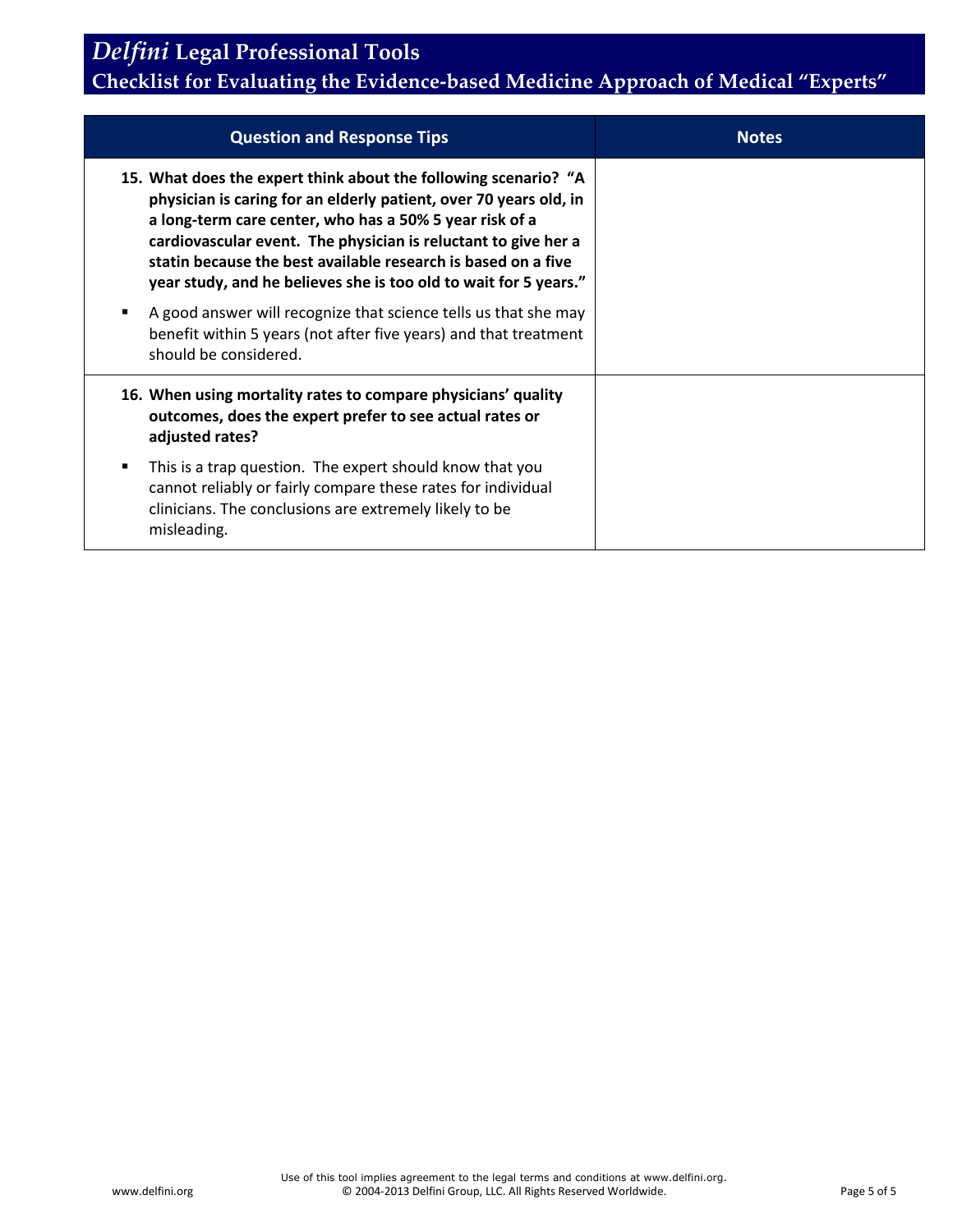| Question and Response Tips | Notes |
|---|---|
| **15. What does the expert think about the following scenario? "A physician is caring for an elderly patient, over 70 years old, in a long-term care center, who has a 50% 5 year risk of a cardiovascular event. The physician is reluctant to give her a statin because the best available research is based on a five year study, and he believes she is too old to wait for 5 years."**<br><br>▪ A good answer will recognize that science tells us that she may benefit within 5 years (not after five years) and that treatment should be considered. | |
| **16. When using mortality rates to compare physicians' quality outcomes, does the expert prefer to see actual rates or adjusted rates?**<br><br>▪ This is a trap question. The expert should know that you cannot reliably or fairly compare these rates for individual clinicians. The conclusions are extremely likely to be misleading. | |